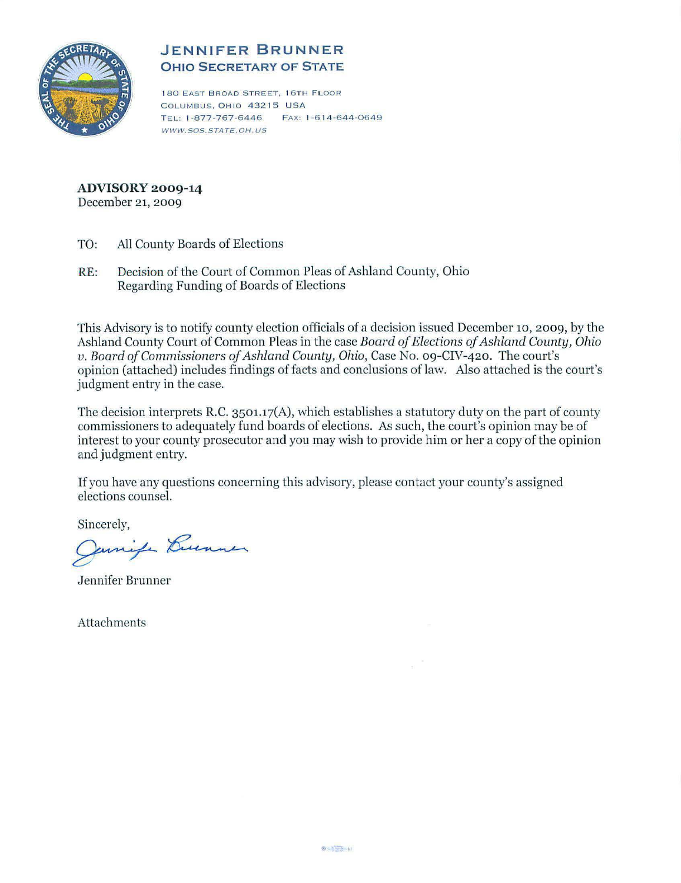# JENNIFER BRUNNER
## OHIO SECRETARY OF STATE

180 EAST BROAD STREET, 16TH FLOOR
COLUMBUS, OHIO 43215 USA
TEL: 1-877-767-6446 FAX: 1-614-644-0649
WWW.SOS.STATE.OH.US

**ADVISORY 2009-14**
December 21, 2009

TO: All County Boards of Elections

RE: Decision of the Court of Common Pleas of Ashland County, Ohio
Regarding Funding of Boards of Elections

This Advisory is to notify county election officials of a decision issued December 10, 2009, by the Ashland County Court of Common Pleas in the case *Board of Elections of Ashland County, Ohio v. Board of Commissioners of Ashland County, Ohio*, Case No. 09-CIV-420. The court's opinion (attached) includes findings of facts and conclusions of law. Also attached is the court's judgment entry in the case.

The decision interprets R.C. 3501.17(A), which establishes a statutory duty on the part of county commissioners to adequately fund boards of elections. As such, the court's opinion may be of interest to your county prosecutor and you may wish to provide him or her a copy of the opinion and judgment entry.

If you have any questions concerning this advisory, please contact your county's assigned elections counsel.

Sincerely,

Jennifer Brunner

Jennifer Brunner

Attachments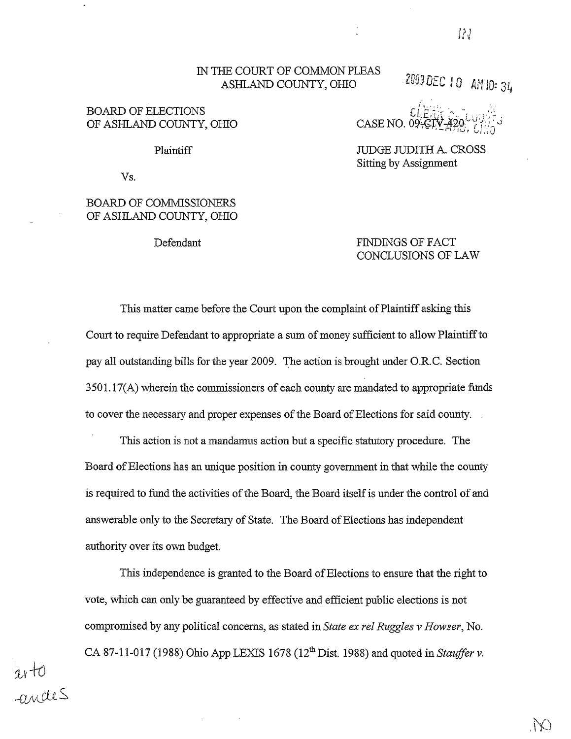IN THE COURT OF COMMON PLEAS
ASHLAND COUNTY, OHIO

2009 DEC 10 AM 10: 34

BOARD OF ELECTIONS
OF ASHLAND COUNTY, OHIO

Plaintiff

Vs.

BOARD OF COMMISSIONERS
OF ASHLAND COUNTY, OHIO

Defendant

CASE NO. 09-CIV-420

JUDGE JUDITH A. CROSS
Sitting by Assignment

FINDINGS OF FACT
CONCLUSIONS OF LAW

This matter came before the Court upon the complaint of Plaintiff asking this Court to require Defendant to appropriate a sum of money sufficient to allow Plaintiff to pay all outstanding bills for the year 2009. The action is brought under O.R.C. Section 3501.17(A) wherein the commissioners of each county are mandated to appropriate funds to cover the necessary and proper expenses of the Board of Elections for said county.

This action is not a mandamus action but a specific statutory procedure. The Board of Elections has an unique position in county government in that while the county is required to fund the activities of the Board, the Board itself is under the control of and answerable only to the Secretary of State. The Board of Elections has independent authority over its own budget.

This independence is granted to the Board of Elections to ensure that the right to vote, which can only be guaranteed by effective and efficient public elections is not compromised by any political concerns, as stated in *State ex rel Ruggles v Howser*, No. CA 87-11-017 (1988) Ohio App LEXIS 1678 (12[th] Dist. 1988) and quoted in *Stauffer v.*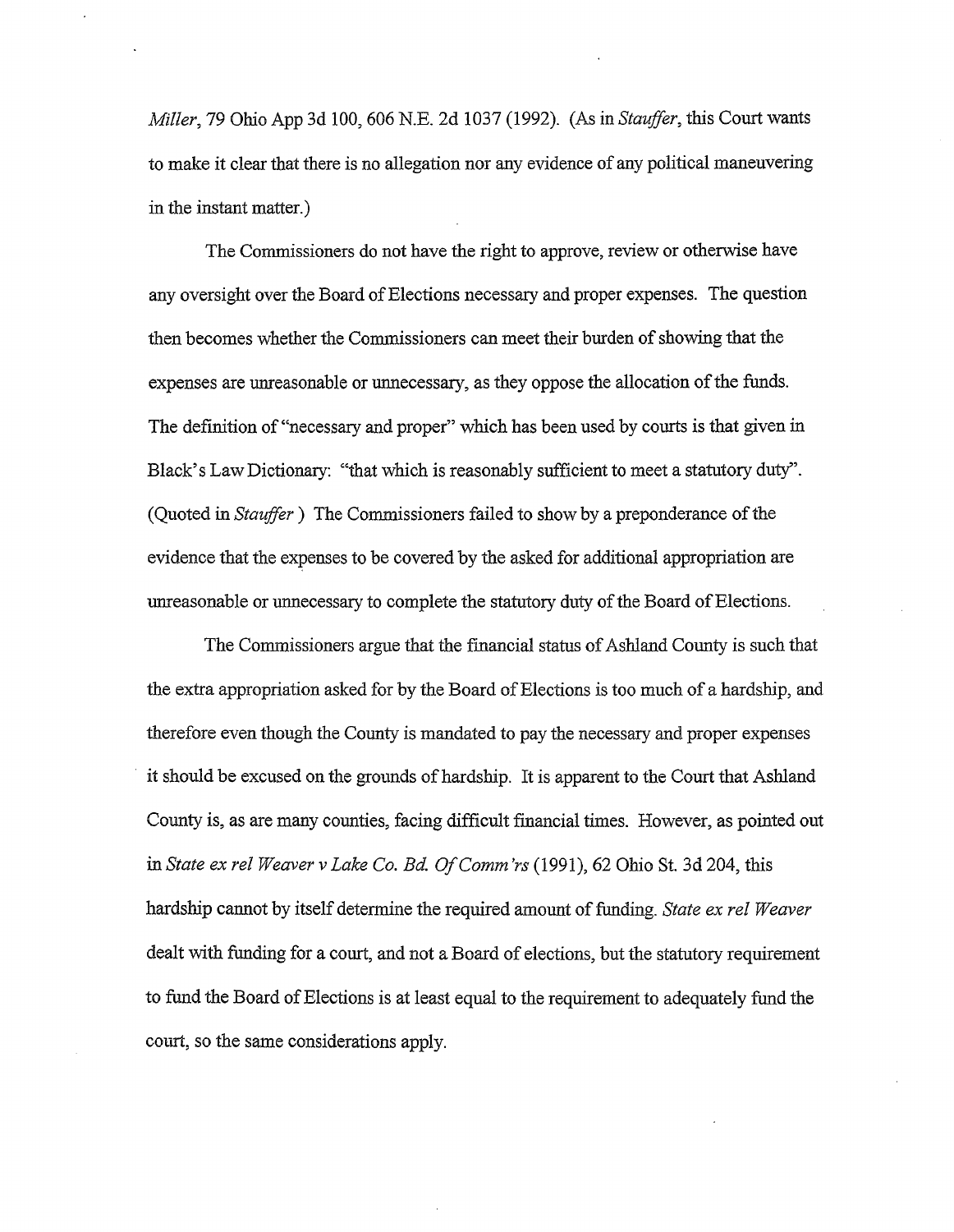*Miller*, 79 Ohio App 3d 100, 606 N.E. 2d 1037 (1992). (As in *Stauffer*, this Court wants to make it clear that there is no allegation nor any evidence of any political maneuvering in the instant matter.)

The Commissioners do not have the right to approve, review or otherwise have any oversight over the Board of Elections necessary and proper expenses. The question then becomes whether the Commissioners can meet their burden of showing that the expenses are unreasonable or unnecessary, as they oppose the allocation of the funds. The definition of "necessary and proper" which has been used by courts is that given in Black's Law Dictionary: "that which is reasonably sufficient to meet a statutory duty". (Quoted in *Stauffer* ) The Commissioners failed to show by a preponderance of the evidence that the expenses to be covered by the asked for additional appropriation are unreasonable or unnecessary to complete the statutory duty of the Board of Elections.

The Commissioners argue that the financial status of Ashland County is such that the extra appropriation asked for by the Board of Elections is too much of a hardship, and therefore even though the County is mandated to pay the necessary and proper expenses it should be excused on the grounds of hardship. It is apparent to the Court that Ashland County is, as are many counties, facing difficult financial times. However, as pointed out in *State ex rel Weaver v Lake Co. Bd. Of Comm'rs* (1991), 62 Ohio St. 3d 204, this hardship cannot by itself determine the required amount of funding. *State ex rel Weaver* dealt with funding for a court, and not a Board of elections, but the statutory requirement to fund the Board of Elections is at least equal to the requirement to adequately fund the court, so the same considerations apply.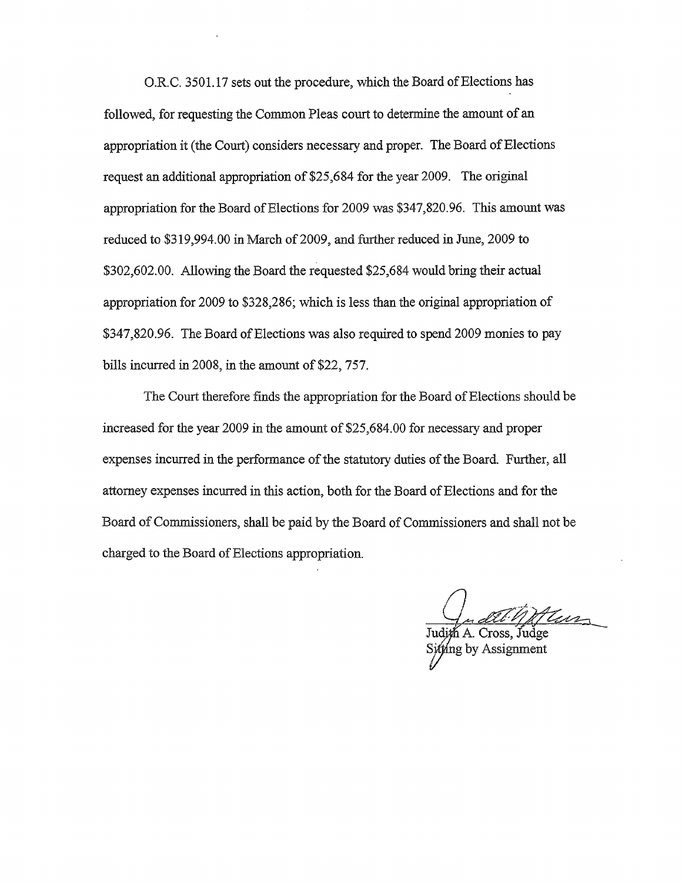O.R.C. 3501.17 sets out the procedure, which the Board of Elections has followed, for requesting the Common Pleas court to determine the amount of an appropriation it (the Court) considers necessary and proper. The Board of Elections request an additional appropriation of $25,684 for the year 2009. The original appropriation for the Board of Elections for 2009 was $347,820.96. This amount was reduced to $319,994.00 in March of 2009, and further reduced in June, 2009 to $302,602.00. Allowing the Board the requested $25,684 would bring their actual appropriation for 2009 to $328,286; which is less than the original appropriation of $347,820.96. The Board of Elections was also required to spend 2009 monies to pay bills incurred in 2008, in the amount of $22, 757.

The Court therefore finds the appropriation for the Board of Elections should be increased for the year 2009 in the amount of $25,684.00 for necessary and proper expenses incurred in the performance of the statutory duties of the Board. Further, all attorney expenses incurred in this action, both for the Board of Elections and for the Board of Commissioners, shall be paid by the Board of Commissioners and shall not be charged to the Board of Elections appropriation.

Judith A. Cross, Judge
Sitting by Assignment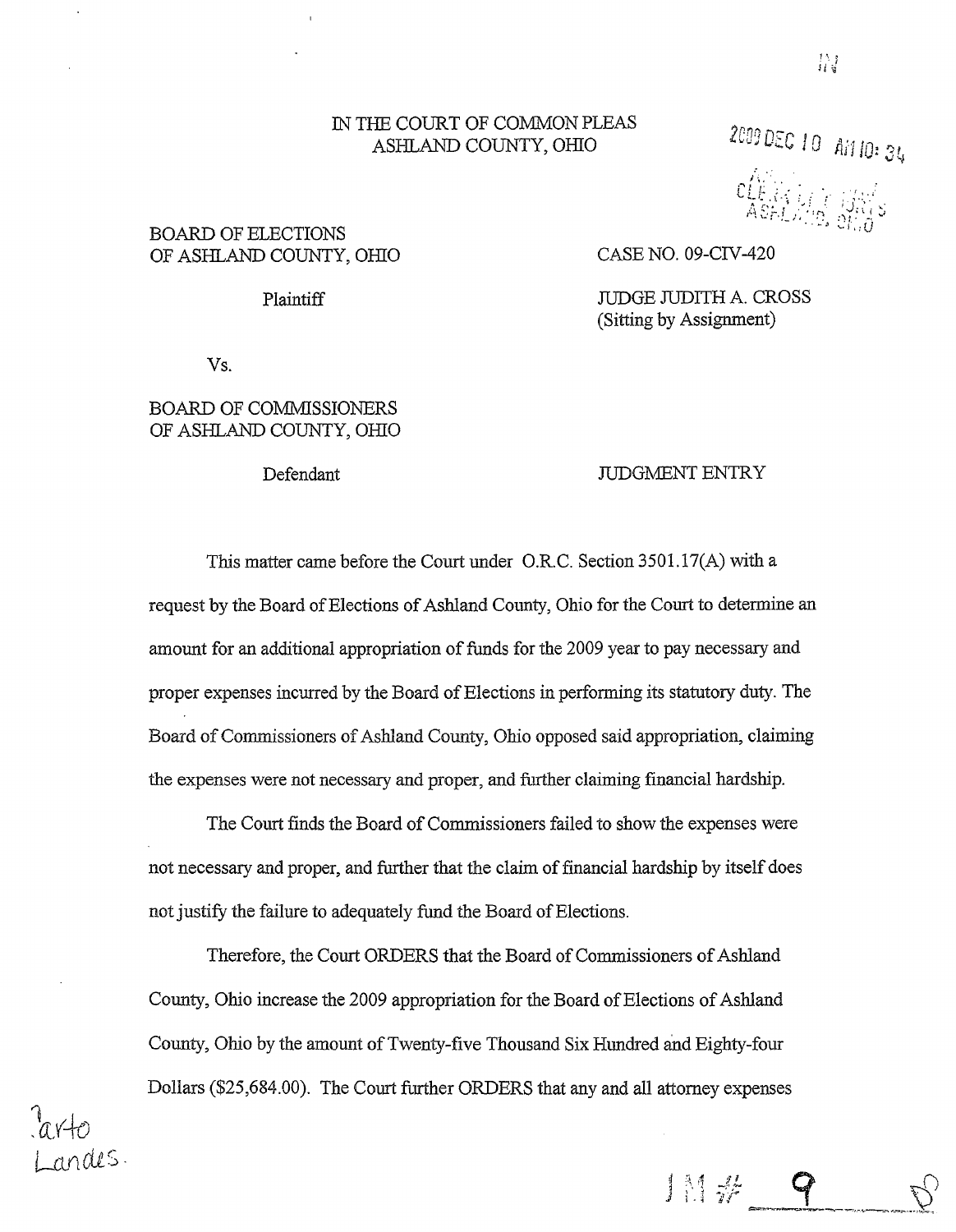IN THE COURT OF COMMON PLEAS
ASHLAND COUNTY, OHIO

2009 DEC 10 AM 10: 34

BOARD OF ELECTIONS
OF ASHLAND COUNTY, OHIO

Plaintiff

Vs.

BOARD OF COMMISSIONERS
OF ASHLAND COUNTY, OHIO

Defendant

CASE NO. 09-CIV-420

JUDGE JUDITH A. CROSS
(Sitting by Assignment)

JUDGMENT ENTRY

This matter came before the Court under O.R.C. Section 3501.17(A) with a request by the Board of Elections of Ashland County, Ohio for the Court to determine an amount for an additional appropriation of funds for the 2009 year to pay necessary and proper expenses incurred by the Board of Elections in performing its statutory duty. The Board of Commissioners of Ashland County, Ohio opposed said appropriation, claiming the expenses were not necessary and proper, and further claiming financial hardship.

The Court finds the Board of Commissioners failed to show the expenses were not necessary and proper, and further that the claim of financial hardship by itself does not justify the failure to adequately fund the Board of Elections.

Therefore, the Court ORDERS that the Board of Commissioners of Ashland County, Ohio increase the 2009 appropriation for the Board of Elections of Ashland County, Ohio by the amount of Twenty-five Thousand Six Hundred and Eighty-four Dollars ($25,684.00). The Court further ORDERS that any and all attorney expenses

Carto
Landes.

JM # 9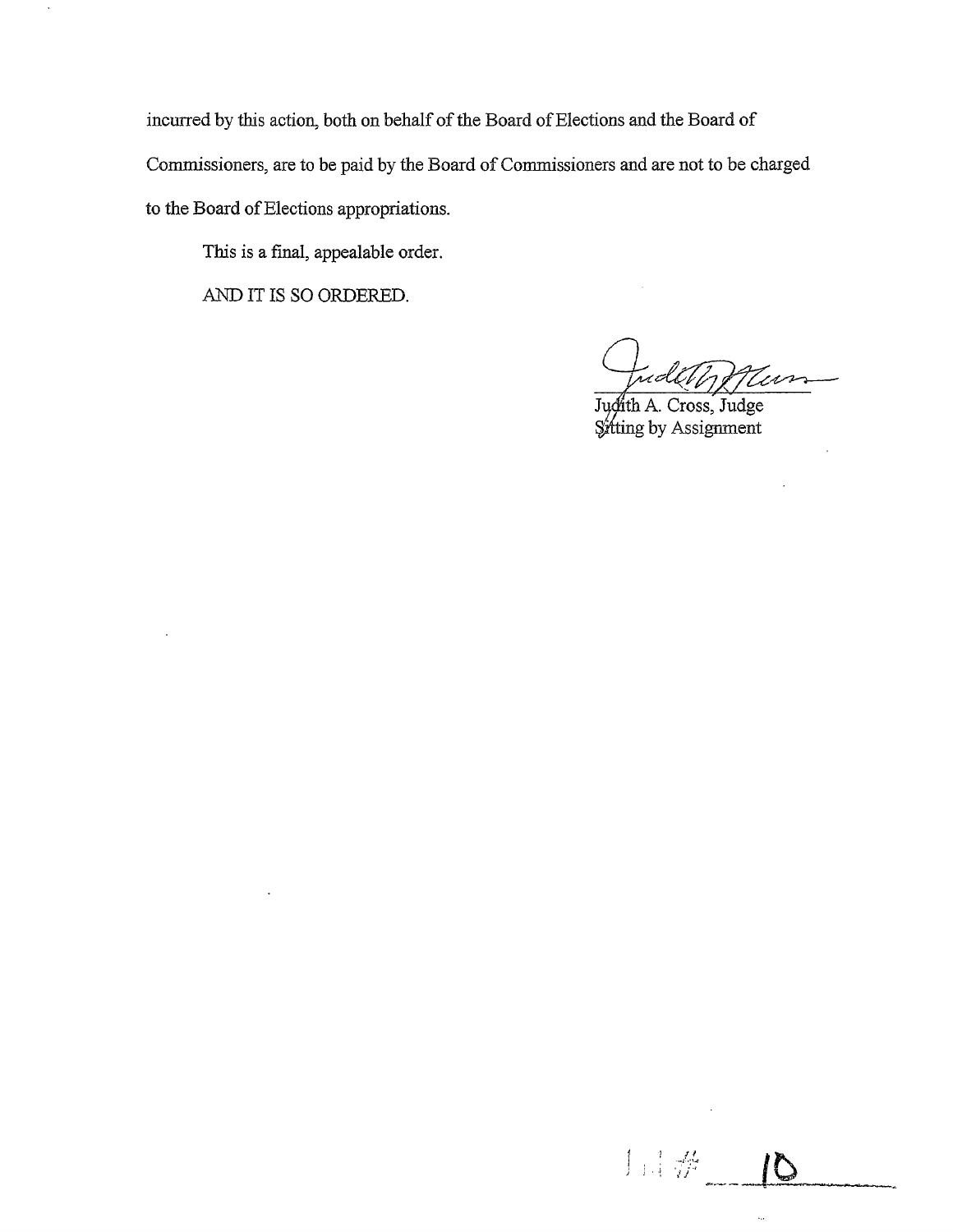incurred by this action, both on behalf of the Board of Elections and the Board of Commissioners, are to be paid by the Board of Commissioners and are not to be charged to the Board of Elections appropriations.

This is a final, appealable order.

AND IT IS SO ORDERED.

Judith A. Cross, Judge
Sitting by Assignment

J.I. # 10